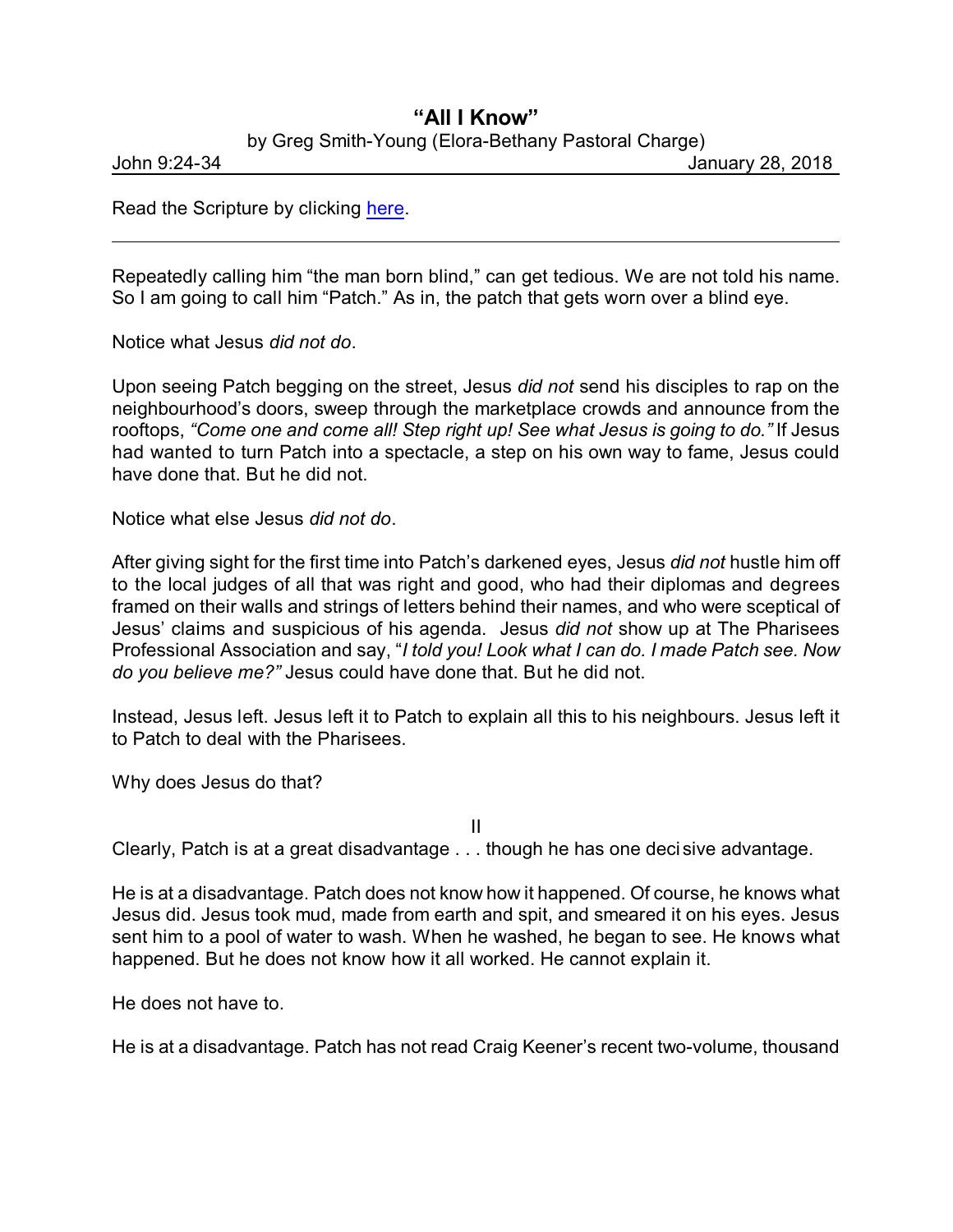# "All I Know"

by Greg Smith-Young (Elora-Bethany Pastoral Charge)

John 9:24-34 January 28, 2018

Read the Scripture by clicking here.

---

Repeatedly calling him "the man born blind," can get tedious. We are not told his name. So I am going to call him "Patch." As in, the patch that gets worn over a blind eye.

Notice what Jesus *did not do*.

Upon seeing Patch begging on the street, Jesus *did not* send his disciples to rap on the neighbourhood's doors, sweep through the marketplace crowds and announce from the rooftops, *"Come one and come all! Step right up! See what Jesus is going to do."* If Jesus had wanted to turn Patch into a spectacle, a step on his own way to fame, Jesus could have done that. But he did not.

Notice what else Jesus *did not do*.

After giving sight for the first time into Patch's darkened eyes, Jesus *did not* hustle him off to the local judges of all that was right and good, who had their diplomas and degrees framed on their walls and strings of letters behind their names, and who were sceptical of Jesus' claims and suspicious of his agenda. Jesus *did not* show up at The Pharisees Professional Association and say, "*I told you! Look what I can do. I made Patch see. Now do you believe me?"* Jesus could have done that. But he did not.

Instead, Jesus left. Jesus left it to Patch to explain all this to his neighbours. Jesus left it to Patch to deal with the Pharisees.

Why does Jesus do that?

II

Clearly, Patch is at a great disadvantage . . . though he has one decisive advantage.

He is at a disadvantage. Patch does not know how it happened. Of course, he knows what Jesus did. Jesus took mud, made from earth and spit, and smeared it on his eyes. Jesus sent him to a pool of water to wash. When he washed, he began to see. He knows what happened. But he does not know how it all worked. He cannot explain it.

He does not have to.

He is at a disadvantage. Patch has not read Craig Keener's recent two-volume, thousand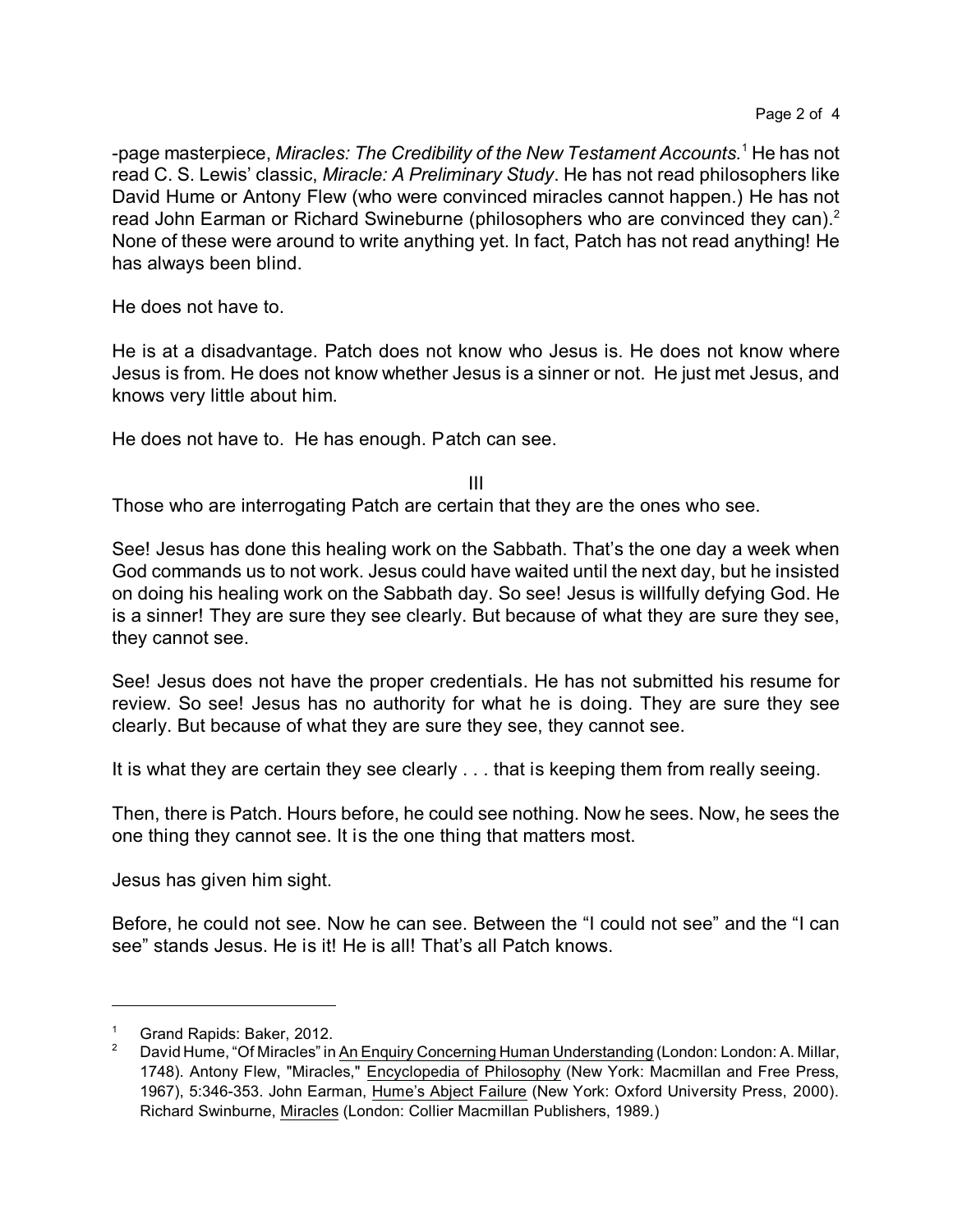-page masterpiece, *Miracles: The Credibility of the New Testament Accounts.*[1] He has not read C. S. Lewis' classic, *Miracle: A Preliminary Study*. He has not read philosophers like David Hume or Antony Flew (who were convinced miracles cannot happen.) He has not read John Earman or Richard Swineburne (philosophers who are convinced they can).[2] None of these were around to write anything yet. In fact, Patch has not read anything! He has always been blind.

He does not have to.

He is at a disadvantage. Patch does not know who Jesus is. He does not know where Jesus is from. He does not know whether Jesus is a sinner or not. He just met Jesus, and knows very little about him.

He does not have to. He has enough. Patch can see.

III

Those who are interrogating Patch are certain that they are the ones who see.

See! Jesus has done this healing work on the Sabbath. That's the one day a week when God commands us to not work. Jesus could have waited until the next day, but he insisted on doing his healing work on the Sabbath day. So see! Jesus is willfully defying God. He is a sinner! They are sure they see clearly. But because of what they are sure they see, they cannot see.

See! Jesus does not have the proper credentials. He has not submitted his resume for review. So see! Jesus has no authority for what he is doing. They are sure they see clearly. But because of what they are sure they see, they cannot see.

It is what they are certain they see clearly . . . that is keeping them from really seeing.

Then, there is Patch. Hours before, he could see nothing. Now he sees. Now, he sees the one thing they cannot see. It is the one thing that matters most.

Jesus has given him sight.

Before, he could not see. Now he can see. Between the "I could not see" and the "I can see" stands Jesus. He is it! He is all! That's all Patch knows.

---

[1] Grand Rapids: Baker, 2012.

[2] David Hume, "Of Miracles" in An Enquiry Concerning Human Understanding (London: London: A. Millar, 1748). Antony Flew, "Miracles," Encyclopedia of Philosophy (New York: Macmillan and Free Press, 1967), 5:346-353. John Earman, Hume's Abject Failure (New York: Oxford University Press, 2000). Richard Swinburne, Miracles (London: Collier Macmillan Publishers, 1989.)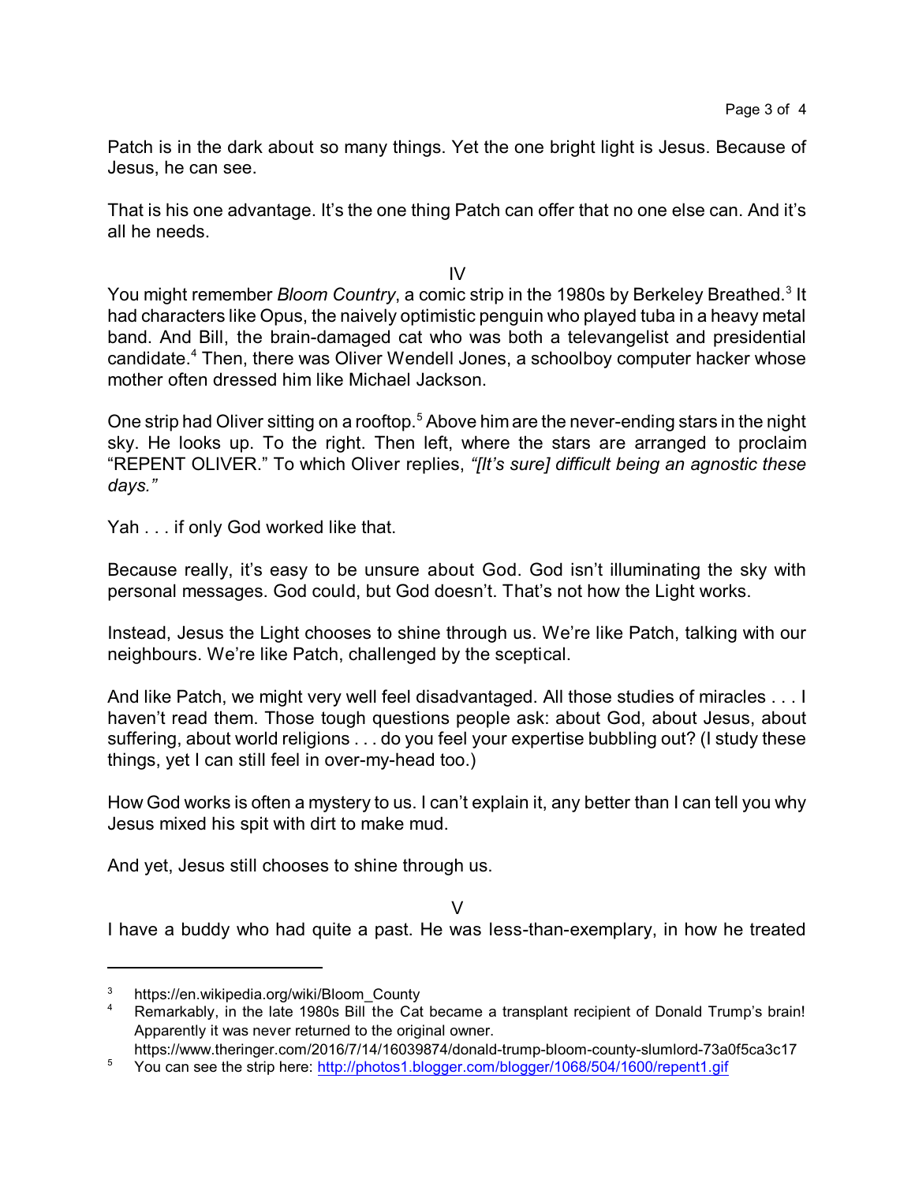Patch is in the dark about so many things. Yet the one bright light is Jesus. Because of Jesus, he can see.

That is his one advantage. It's the one thing Patch can offer that no one else can. And it's all he needs.

IV

You might remember *Bloom Country*, a comic strip in the 1980s by Berkeley Breathed.[3] It had characters like Opus, the naively optimistic penguin who played tuba in a heavy metal band. And Bill, the brain-damaged cat who was both a televangelist and presidential candidate.[4] Then, there was Oliver Wendell Jones, a schoolboy computer hacker whose mother often dressed him like Michael Jackson.

One strip had Oliver sitting on a rooftop.[5] Above him are the never-ending stars in the night sky. He looks up. To the right. Then left, where the stars are arranged to proclaim "REPENT OLIVER." To which Oliver replies, *"[It's sure] difficult being an agnostic these days."*

Yah . . . if only God worked like that.

Because really, it's easy to be unsure about God. God isn't illuminating the sky with personal messages. God could, but God doesn't. That's not how the Light works.

Instead, Jesus the Light chooses to shine through us. We're like Patch, talking with our neighbours. We're like Patch, challenged by the sceptical.

And like Patch, we might very well feel disadvantaged. All those studies of miracles . . . I haven't read them. Those tough questions people ask: about God, about Jesus, about suffering, about world religions . . . do you feel your expertise bubbling out? (I study these things, yet I can still feel in over-my-head too.)

How God works is often a mystery to us. I can't explain it, any better than I can tell you why Jesus mixed his spit with dirt to make mud.

And yet, Jesus still chooses to shine through us.

V

I have a buddy who had quite a past. He was less-than-exemplary, in how he treated

---

[3] https://en.wikipedia.org/wiki/Bloom_County

[4] Remarkably, in the late 1980s Bill the Cat became a transplant recipient of Donald Trump's brain! Apparently it was never returned to the original owner. https://www.theringer.com/2016/7/14/16039874/donald-trump-bloom-county-slumlord-73a0f5ca3c17

[5] You can see the strip here: http://photos1.blogger.com/blogger/1068/504/1600/repent1.gif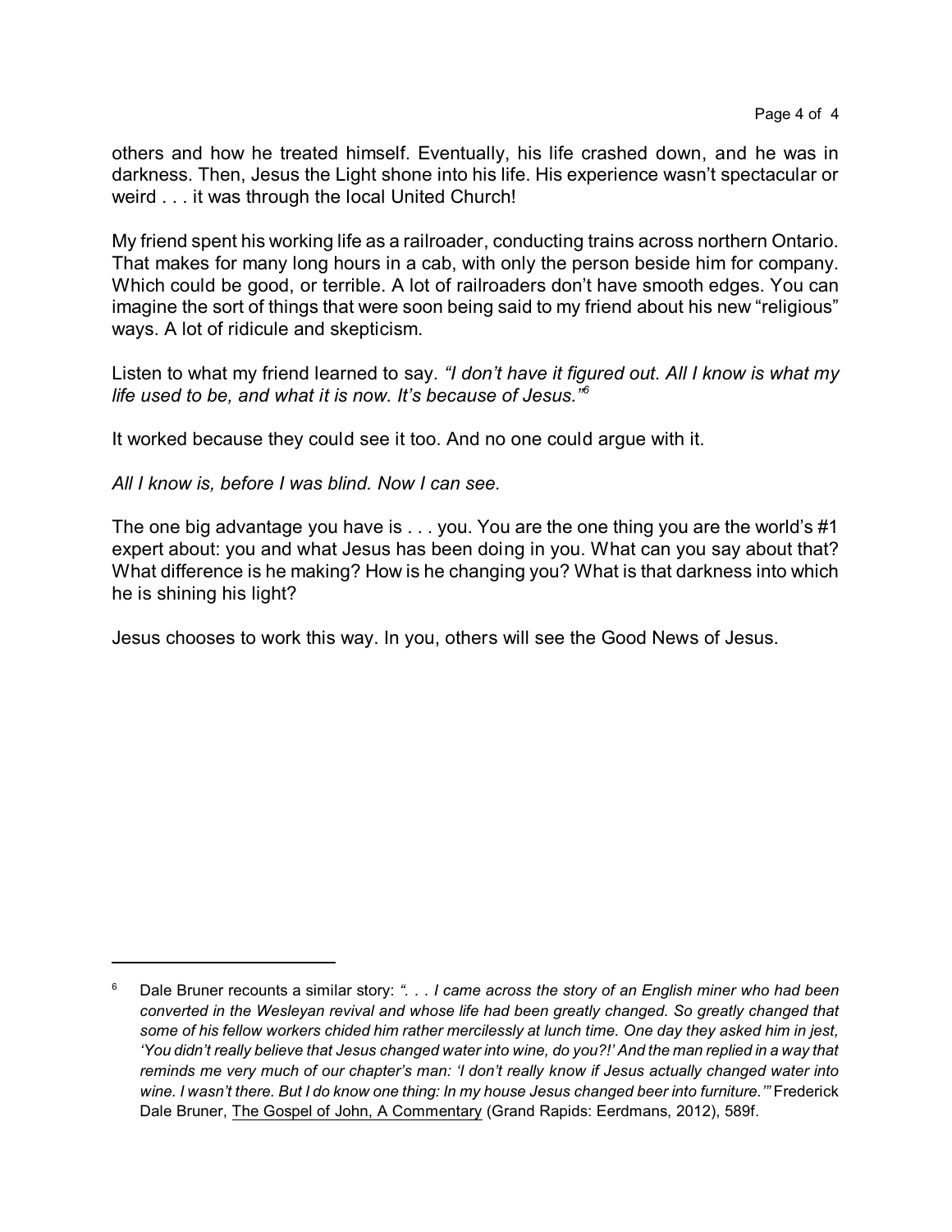others and how he treated himself. Eventually, his life crashed down, and he was in darkness. Then, Jesus the Light shone into his life. His experience wasn't spectacular or weird . . . it was through the local United Church!

My friend spent his working life as a railroader, conducting trains across northern Ontario. That makes for many long hours in a cab, with only the person beside him for company. Which could be good, or terrible. A lot of railroaders don't have smooth edges. You can imagine the sort of things that were soon being said to my friend about his new "religious" ways. A lot of ridicule and skepticism.

Listen to what my friend learned to say. *"I don't have it figured out. All I know is what my life used to be, and what it is now. It's because of Jesus."*[6]

It worked because they could see it too. And no one could argue with it.

*All I know is, before I was blind. Now I can see.*

The one big advantage you have is . . . you. You are the one thing you are the world's #1 expert about: you and what Jesus has been doing in you. What can you say about that? What difference is he making? How is he changing you? What is that darkness into which he is shining his light?

Jesus chooses to work this way. In you, others will see the Good News of Jesus.

---

[6] Dale Bruner recounts a similar story: *". . . I came across the story of an English miner who had been converted in the Wesleyan revival and whose life had been greatly changed. So greatly changed that some of his fellow workers chided him rather mercilessly at lunch time. One day they asked him in jest, 'You didn't really believe that Jesus changed water into wine, do you?!' And the man replied in a way that reminds me very much of our chapter's man: 'I don't really know if Jesus actually changed water into wine. I wasn't there. But I do know one thing: In my house Jesus changed beer into furniture.'"* Frederick Dale Bruner, The Gospel of John, A Commentary (Grand Rapids: Eerdmans, 2012), 589f.